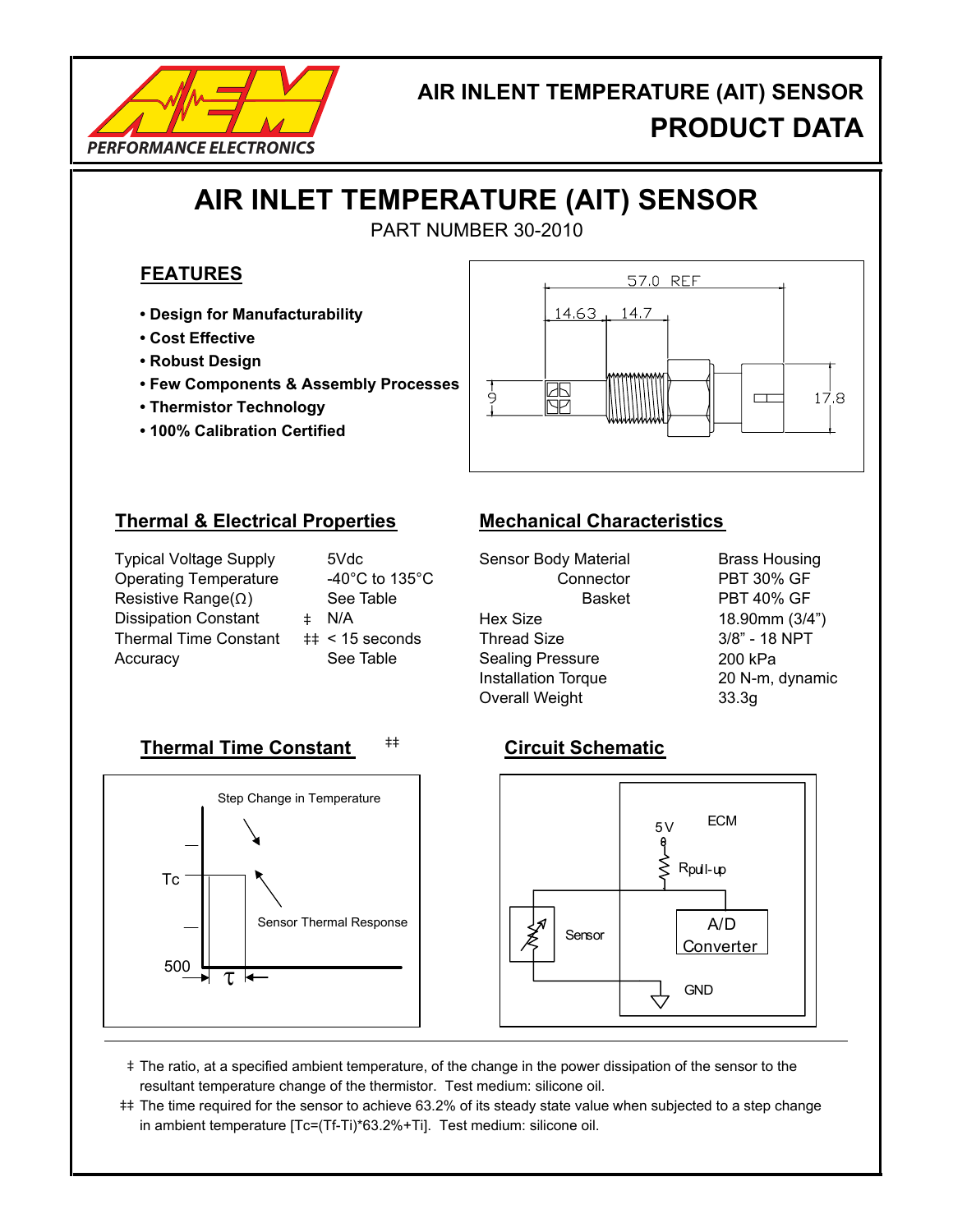AIR INLENT TEMPERATURE (AIT) SENSOR

PRODUCT DATA

# AIR INLET TEMPERATURE (AIT) SENSOR

PART NUMBER 30-2010

## FEATURES

- **Design for Manufacturability**
- **Cost Effective**
- **Robust Design**
- **Few Components & Assembly Processes**
- **Thermistor Technology**
- **100% Calibration Certified**

## Thermal & Electrical Properties

| | | |
|---|---|---|
| Typical Voltage Supply | | 5Vdc |
| Operating Temperature | | -40°C to 135°C |
| Resistive Range(Ω) | | See Table |
| Dissipation Constant | ‡ | N/A |
| Thermal Time Constant | ‡‡ | < 15 seconds |
| Accuracy | | See Table |

## Mechanical Characteristics

| | |
|---|---|
| Sensor Body Material | Brass Housing |
| Connector | PBT 30% GF |
| Basket | PBT 40% GF |
| Hex Size | 18.90mm (3/4") |
| Thread Size | 3/8" - 18 NPT |
| Sealing Pressure | 200 kPa |
| Installation Torque | 20 N-m, dynamic |
| Overall Weight | 33.3g |

## Thermal Time Constant ‡‡

## Circuit Schematic

‡ The ratio, at a specified ambient temperature, of the change in the power dissipation of the sensor to the resultant temperature change of the thermistor. Test medium: silicone oil.

‡‡ The time required for the sensor to achieve 63.2% of its steady state value when subjected to a step change in ambient temperature [Tc=(Tf-Ti)*63.2%+Ti]. Test medium: silicone oil.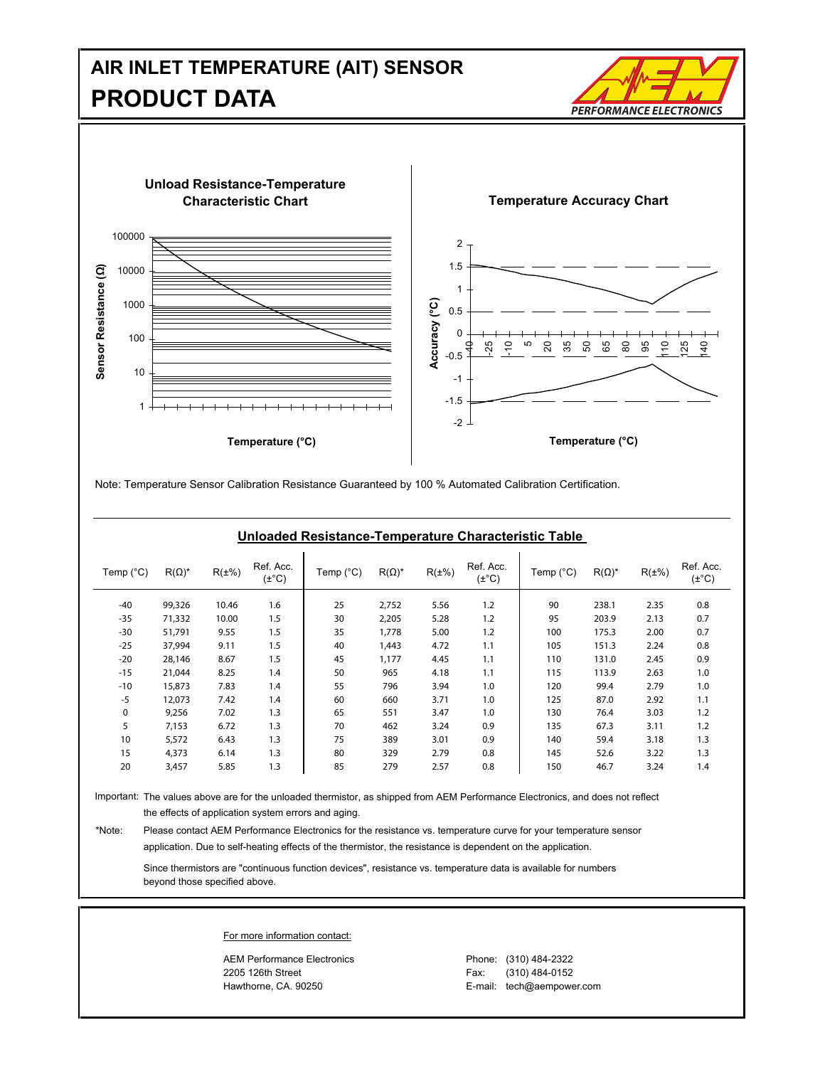# AIR INLET TEMPERATURE (AIT) SENSOR

# PRODUCT DATA

PERFORMANCE ELECTRONICS

**Unload Resistance-Temperature Characteristic Chart**

Sensor Resistance (Ω)

100000
10000
1000
100
10
1

Temperature (°C)

**Temperature Accuracy Chart**

Accuracy (°C)

2
1.5
1
0.5
0
-0.5
-1
-1.5
-2

-40 -25 -10 5 20 35 50 65 80 95 110 125 140

Temperature (°C)

Note: Temperature Sensor Calibration Resistance Guaranteed by 100 % Automated Calibration Certification.

## Unloaded Resistance-Temperature Characteristic Table

| Temp (°C) | R(Ω)* | R(±%) | Ref. Acc. (±°C) | Temp (°C) | R(Ω)* | R(±%) | Ref. Acc. (±°C) | Temp (°C) | R(Ω)* | R(±%) | Ref. Acc. (±°C) |
|---|---|---|---|---|---|---|---|---|---|---|---|
| -40 | 99,326 | 10.46 | 1.6 | 25 | 2,752 | 5.56 | 1.2 | 90 | 238.1 | 2.35 | 0.8 |
| -35 | 71,332 | 10.00 | 1.5 | 30 | 2,205 | 5.28 | 1.2 | 95 | 203.9 | 2.13 | 0.7 |
| -30 | 51,791 | 9.55 | 1.5 | 35 | 1,778 | 5.00 | 1.2 | 100 | 175.3 | 2.00 | 0.7 |
| -25 | 37,994 | 9.11 | 1.5 | 40 | 1,443 | 4.72 | 1.1 | 105 | 151.3 | 2.24 | 0.8 |
| -20 | 28,146 | 8.67 | 1.5 | 45 | 1,177 | 4.45 | 1.1 | 110 | 131.0 | 2.45 | 0.9 |
| -15 | 21,044 | 8.25 | 1.4 | 50 | 965 | 4.18 | 1.1 | 115 | 113.9 | 2.63 | 1.0 |
| -10 | 15,873 | 7.83 | 1.4 | 55 | 796 | 3.94 | 1.0 | 120 | 99.4 | 2.79 | 1.0 |
| -5 | 12,073 | 7.42 | 1.4 | 60 | 660 | 3.71 | 1.0 | 125 | 87.0 | 2.92 | 1.1 |
| 0 | 9,256 | 7.02 | 1.3 | 65 | 551 | 3.47 | 1.0 | 130 | 76.4 | 3.03 | 1.2 |
| 5 | 7,153 | 6.72 | 1.3 | 70 | 462 | 3.24 | 0.9 | 135 | 67.3 | 3.11 | 1.2 |
| 10 | 5,572 | 6.43 | 1.3 | 75 | 389 | 3.01 | 0.9 | 140 | 59.4 | 3.18 | 1.3 |
| 15 | 4,373 | 6.14 | 1.3 | 80 | 329 | 2.79 | 0.8 | 145 | 52.6 | 3.22 | 1.3 |
| 20 | 3,457 | 5.85 | 1.3 | 85 | 279 | 2.57 | 0.8 | 150 | 46.7 | 3.24 | 1.4 |

Important: The values above are for the unloaded thermistor, as shipped from AEM Performance Electronics, and does not reflect the effects of application system errors and aging.

*Note: Please contact AEM Performance Electronics for the resistance vs. temperature curve for your temperature sensor application. Due to self-heating effects of the thermistor, the resistance is dependent on the application.

Since thermistors are "continuous function devices", resistance vs. temperature data is available for numbers beyond those specified above.

For more information contact:

AEM Performance Electronics
2205 126th Street
Hawthorne, CA. 90250

Phone: (310) 484-2322
Fax: (310) 484-0152
E-mail: tech@aempower.com